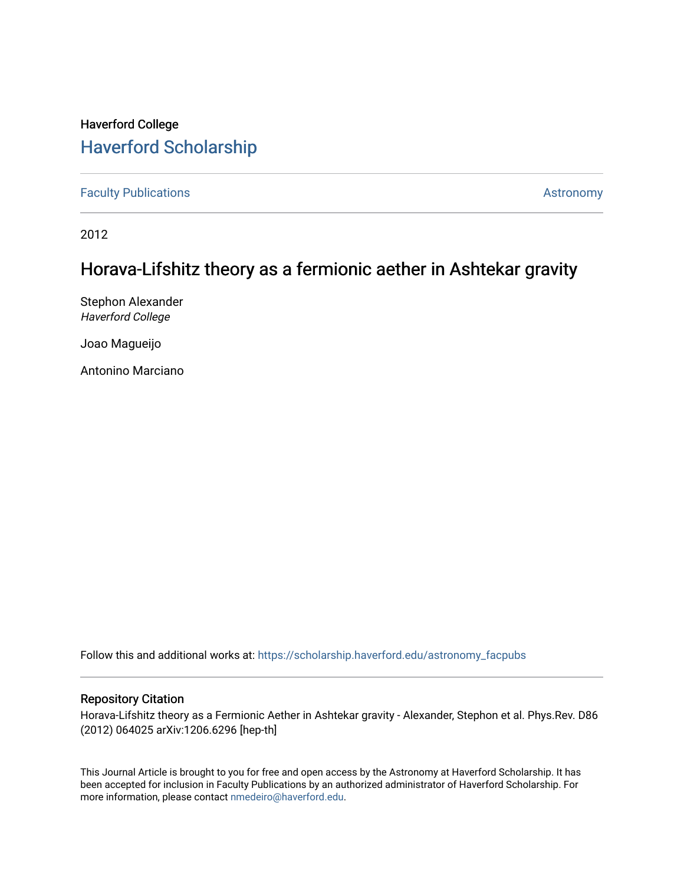Haverford College

# Haverford Scholarship

Faculty Publications Astronomy

2012

## Horava-Lifshitz theory as a fermionic aether in Ashtekar gravity

Stephon Alexander
*Haverford College*

Joao Magueijo

Antonino Marciano

Follow this and additional works at: https://scholarship.haverford.edu/astronomy_facpubs

### Repository Citation

Horava-Lifshitz theory as a Fermionic Aether in Ashtekar gravity - Alexander, Stephon et al. Phys.Rev. D86 (2012) 064025 arXiv:1206.6296 [hep-th]

This Journal Article is brought to you for free and open access by the Astronomy at Haverford Scholarship. It has been accepted for inclusion in Faculty Publications by an authorized administrator of Haverford Scholarship. For more information, please contact nmedeiro@haverford.edu.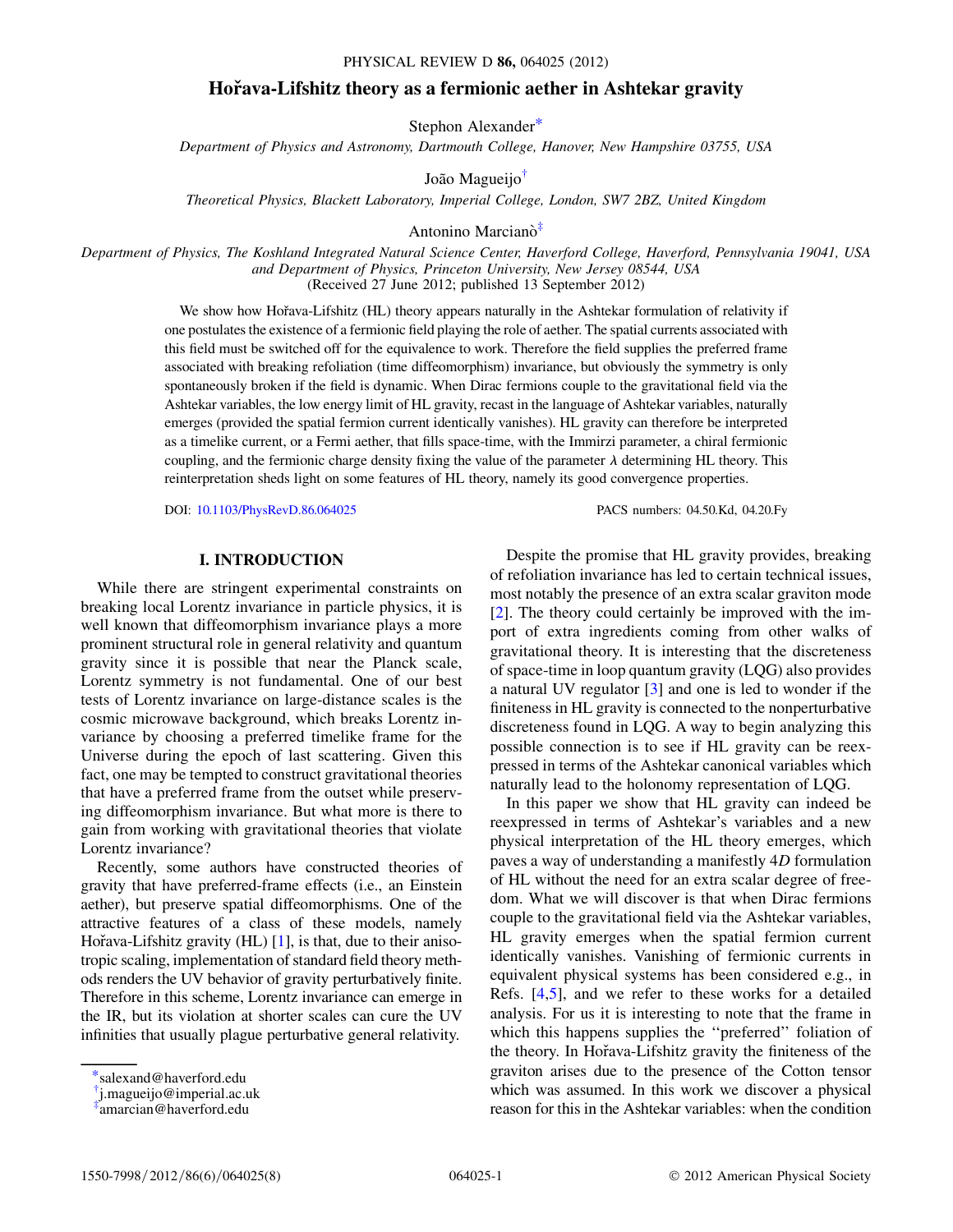# Hořava-Lifshitz theory as a fermionic aether in Ashtekar gravity

Stephon Alexander[*]

*Department of Physics and Astronomy, Dartmouth College, Hanover, New Hampshire 03755, USA*

João Magueijo[†]

*Theoretical Physics, Blackett Laboratory, Imperial College, London, SW7 2BZ, United Kingdom*

Antonino Marcianò[‡]

*Department of Physics, The Koshland Integrated Natural Science Center, Haverford College, Haverford, Pennsylvania 19041, USA and Department of Physics, Princeton University, New Jersey 08544, USA*

(Received 27 June 2012; published 13 September 2012)

We show how Hořava-Lifshitz (HL) theory appears naturally in the Ashtekar formulation of relativity if one postulates the existence of a fermionic field playing the role of aether. The spatial currents associated with this field must be switched off for the equivalence to work. Therefore the field supplies the preferred frame associated with breaking refoliation (time diffeomorphism) invariance, but obviously the symmetry is only spontaneously broken if the field is dynamic. When Dirac fermions couple to the gravitational field via the Ashtekar variables, the low energy limit of HL gravity, recast in the language of Ashtekar variables, naturally emerges (provided the spatial fermion current identically vanishes). HL gravity can therefore be interpreted as a timelike current, or a Fermi aether, that fills space-time, with the Immirzi parameter, a chiral fermionic coupling, and the fermionic charge density fixing the value of the parameter $\lambda$ determining HL theory. This reinterpretation sheds light on some features of HL theory, namely its good convergence properties.

DOI: 10.1103/PhysRevD.86.064025 PACS numbers: 04.50.Kd, 04.20.Fy

## I. INTRODUCTION

While there are stringent experimental constraints on breaking local Lorentz invariance in particle physics, it is well known that diffeomorphism invariance plays a more prominent structural role in general relativity and quantum gravity since it is possible that near the Planck scale, Lorentz symmetry is not fundamental. One of our best tests of Lorentz invariance on large-distance scales is the cosmic microwave background, which breaks Lorentz invariance by choosing a preferred timelike frame for the Universe during the epoch of last scattering. Given this fact, one may be tempted to construct gravitational theories that have a preferred frame from the outset while preserving diffeomorphism invariance. But what more is there to gain from working with gravitational theories that violate Lorentz invariance?

Recently, some authors have constructed theories of gravity that have preferred-frame effects (i.e., an Einstein aether), but preserve spatial diffeomorphisms. One of the attractive features of a class of these models, namely Hořava-Lifshitz gravity (HL) [1], is that, due to their anisotropic scaling, implementation of standard field theory methods renders the UV behavior of gravity perturbatively finite. Therefore in this scheme, Lorentz invariance can emerge in the IR, but its violation at shorter scales can cure the UV infinities that usually plague perturbative general relativity.

Despite the promise that HL gravity provides, breaking of refoliation invariance has led to certain technical issues, most notably the presence of an extra scalar graviton mode [2]. The theory could certainly be improved with the import of extra ingredients coming from other walks of gravitational theory. It is interesting that the discreteness of space-time in loop quantum gravity (LQG) also provides a natural UV regulator [3] and one is led to wonder if the finiteness in HL gravity is connected to the nonperturbative discreteness found in LQG. A way to begin analyzing this possible connection is to see if HL gravity can be reexpressed in terms of the Ashtekar canonical variables which naturally lead to the holonomy representation of LQG.

In this paper we show that HL gravity can indeed be reexpressed in terms of Ashtekar's variables and a new physical interpretation of the HL theory emerges, which paves a way of understanding a manifestly 4*D* formulation of HL without the need for an extra scalar degree of freedom. What we will discover is that when Dirac fermions couple to the gravitational field via the Ashtekar variables, HL gravity emerges when the spatial fermion current identically vanishes. Vanishing of fermionic currents in equivalent physical systems has been considered e.g., in Refs. [4,5], and we refer to these works for a detailed analysis. For us it is interesting to note that the frame in which this happens supplies the "preferred" foliation of the theory. In Hořava-Lifshitz gravity the finiteness of the graviton arises due to the presence of the Cotton tensor which was assumed. In this work we discover a physical reason for this in the Ashtekar variables: when the condition

[*] salexand@haverford.edu
[†] j.magueijo@imperial.ac.uk
[‡] amarcian@haverford.edu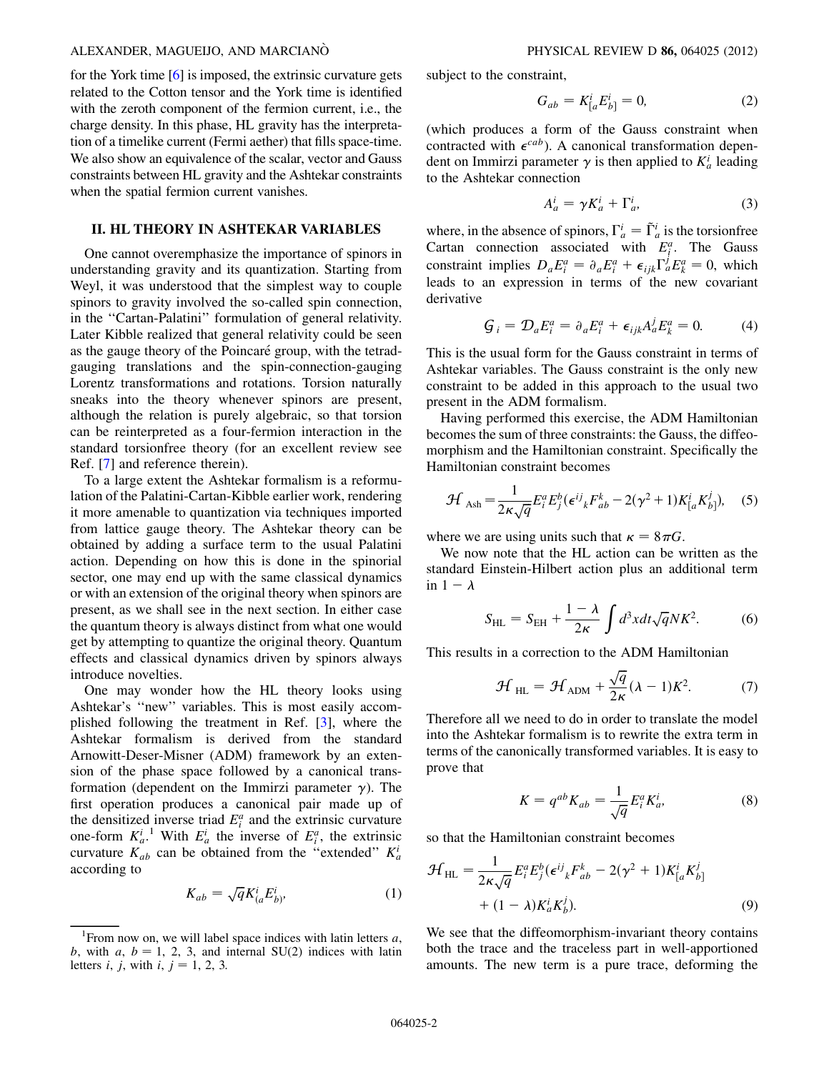for the York time [6] is imposed, the extrinsic curvature gets related to the Cotton tensor and the York time is identified with the zeroth component of the fermion current, i.e., the charge density. In this phase, HL gravity has the interpretation of a timelike current (Fermi aether) that fills space-time. We also show an equivalence of the scalar, vector and Gauss constraints between HL gravity and the Ashtekar constraints when the spatial fermion current vanishes.

## II. HL THEORY IN ASHTEKAR VARIABLES

One cannot overemphasize the importance of spinors in understanding gravity and its quantization. Starting from Weyl, it was understood that the simplest way to couple spinors to gravity involved the so-called spin connection, in the "Cartan-Palatini" formulation of general relativity. Later Kibble realized that general relativity could be seen as the gauge theory of the Poincaré group, with the tetrad-gauging translations and the spin-connection-gauging Lorentz transformations and rotations. Torsion naturally sneaks into the theory whenever spinors are present, although the relation is purely algebraic, so that torsion can be reinterpreted as a four-fermion interaction in the standard torsionfree theory (for an excellent review see Ref. [7] and reference therein).

To a large extent the Ashtekar formalism is a reformulation of the Palatini-Cartan-Kibble earlier work, rendering it more amenable to quantization via techniques imported from lattice gauge theory. The Ashtekar theory can be obtained by adding a surface term to the usual Palatini action. Depending on how this is done in the spinorial sector, one may end up with the same classical dynamics or with an extension of the original theory when spinors are present, as we shall see in the next section. In either case the quantum theory is always distinct from what one would get by attempting to quantize the original theory. Quantum effects and classical dynamics driven by spinors always introduce novelties.

One may wonder how the HL theory looks using Ashtekar's "new" variables. This is most easily accomplished following the treatment in Ref. [3], where the Ashtekar formalism is derived from the standard Arnowitt-Deser-Misner (ADM) framework by an extension of the phase space followed by a canonical transformation (dependent on the Immirzi parameter $\gamma$). The first operation produces a canonical pair made up of the densitized inverse triad $E^a_i$ and the extrinsic curvature one-form $K^i_a$.[1] With $E^i_a$ the inverse of $E^a_i$, the extrinsic curvature $K_{ab}$ can be obtained from the "extended" $K^i_a$ according to

$$K_{ab} = \sqrt{q} K^i_{(a} E^i_{b)}, \tag{1}$$

subject to the constraint,

$$G_{ab} = K^i_{[a} E^i_{b]} = 0, \tag{2}$$

(which produces a form of the Gauss constraint when contracted with $\epsilon^{cab}$). A canonical transformation dependent on Immirzi parameter $\gamma$ is then applied to $K^i_a$ leading to the Ashtekar connection

$$A^i_a = \gamma K^i_a + \Gamma^i_a, \tag{3}$$

where, in the absence of spinors, $\Gamma^i_a = \tilde{\Gamma}^i_a$ is the torsionfree Cartan connection associated with $E^a_i$. The Gauss constraint implies $D_a E^a_i = \partial_a E^a_i + \epsilon_{ijk} \Gamma^j_a E^a_k = 0$, which leads to an expression in terms of the new covariant derivative

$$\mathcal{G}_i = \mathcal{D}_a E^a_i = \partial_a E^a_i + \epsilon_{ijk} A^j_a E^a_k = 0. \tag{4}$$

This is the usual form for the Gauss constraint in terms of Ashtekar variables. The Gauss constraint is the only new constraint to be added in this approach to the usual two present in the ADM formalism.

Having performed this exercise, the ADM Hamiltonian becomes the sum of three constraints: the Gauss, the diffeomorphism and the Hamiltonian constraint. Specifically the Hamiltonian constraint becomes

$$\mathcal{H}_{\text{Ash}} = \frac{1}{2\kappa\sqrt{q}} E^a_i E^b_j (\epsilon^{ij}{}_k F^k_{ab} - 2(\gamma^2 + 1) K^i_{[a} K^j_{b]}), \tag{5}$$

where we are using units such that $\kappa = 8\pi G$.

We now note that the HL action can be written as the standard Einstein-Hilbert action plus an additional term in $1 - \lambda$

$$S_{\text{HL}} = S_{\text{EH}} + \frac{1-\lambda}{2\kappa} \int d^3x dt \sqrt{q} N K^2. \tag{6}$$

This results in a correction to the ADM Hamiltonian

$$\mathcal{H}_{\text{HL}} = \mathcal{H}_{\text{ADM}} + \frac{\sqrt{q}}{2\kappa}(\lambda - 1) K^2. \tag{7}$$

Therefore all we need to do in order to translate the model into the Ashtekar formalism is to rewrite the extra term in terms of the canonically transformed variables. It is easy to prove that

$$K = q^{ab} K_{ab} = \frac{1}{\sqrt{q}} E^a_i K^i_a, \tag{8}$$

so that the Hamiltonian constraint becomes

$$\mathcal{H}_{\text{HL}} = \frac{1}{2\kappa\sqrt{q}} E^a_i E^b_j (\epsilon^{ij}{}_k F^k_{ab} - 2(\gamma^2 + 1) K^i_{[a} K^j_{b]} + (1 - \lambda) K^i_a K^j_b). \tag{9}$$

We see that the diffeomorphism-invariant theory contains both the trace and the traceless part in well-apportioned amounts. The new term is a pure trace, deforming the

[1] From now on, we will label space indices with latin letters $a$, $b$, with $a, b = 1, 2, 3$, and internal SU(2) indices with latin letters $i$, $j$, with $i, j = 1, 2, 3$.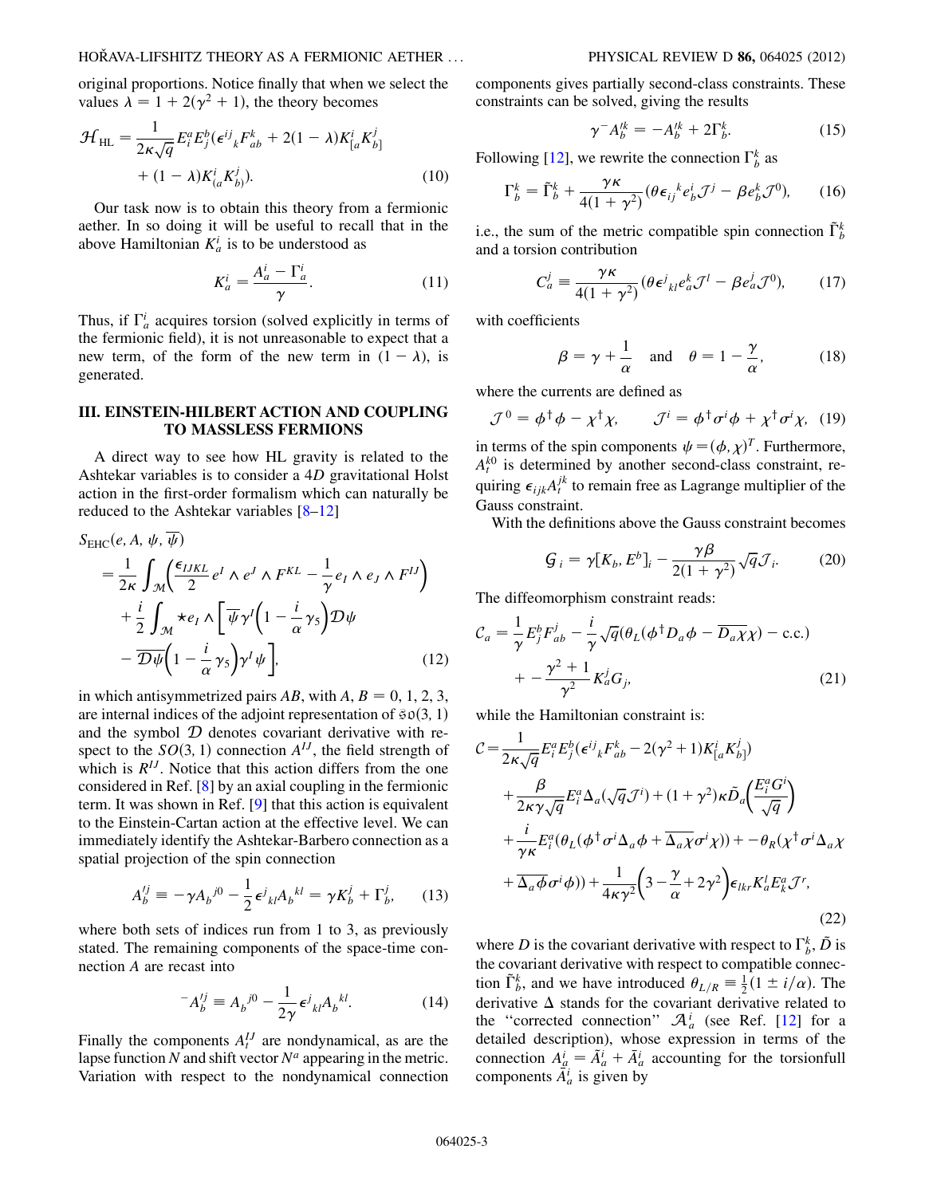original proportions. Notice finally that when we select the values $\lambda = 1 + 2(\gamma^2 + 1)$, the theory becomes

$$
\mathcal{H}_{\rm HL} = \frac{1}{2\kappa\sqrt{q}} E_i^a E_j^b (\epsilon^{ij}{}_k F_{ab}^k + 2(1-\lambda) K_{[a}^i K_{b]}^j + (1-\lambda) K_{(a}^i K_{b)}^j). \tag{10}
$$

Our task now is to obtain this theory from a fermionic aether. In so doing it will be useful to recall that in the above Hamiltonian $K_a^i$ is to be understood as

$$
K_a^i = \frac{A_a^i - \Gamma_a^i}{\gamma}. \tag{11}
$$

Thus, if $\Gamma_a^i$ acquires torsion (solved explicitly in terms of the fermionic field), it is not unreasonable to expect that a new term, of the form of the new term in $(1-\lambda)$, is generated.

## III. EINSTEIN-HILBERT ACTION AND COUPLING TO MASSLESS FERMIONS

A direct way to see how HL gravity is related to the Ashtekar variables is to consider a 4$D$ gravitational Holst action in the first-order formalism which can naturally be reduced to the Ashtekar variables [8–12]

$$
\begin{aligned}
S_{\rm EHC}(e, A, \psi, \overline{\psi}) &= \frac{1}{2\kappa}\int_{\mathcal{M}}\left(\frac{\epsilon_{IJKL}}{2} e^I \wedge e^J \wedge F^{KL} - \frac{1}{\gamma} e_I \wedge e_J \wedge F^{IJ}\right) \\
&\quad + \frac{i}{2}\int_{\mathcal{M}} \star e_I \wedge \left[\overline{\psi}\gamma^I\left(1 - \frac{i}{\alpha}\gamma_5\right)\mathcal{D}\psi - \overline{\mathcal{D}\psi}\left(1 - \frac{i}{\alpha}\gamma_5\right)\gamma^I\psi\right],
\end{aligned} \tag{12}
$$

in which antisymmetrized pairs $AB$, with $A, B = 0, 1, 2, 3$, are internal indices of the adjoint representation of $\mathfrak{so}(3,1)$ and the symbol $\mathcal{D}$ denotes covariant derivative with respect to the $SO(3,1)$ connection $A^{IJ}$, the field strength of which is $R^{IJ}$. Notice that this action differs from the one considered in Ref. [8] by an axial coupling in the fermionic term. It was shown in Ref. [9] that this action is equivalent to the Einstein-Cartan action at the effective level. We can immediately identify the Ashtekar-Barbero connection as a spatial projection of the spin connection

$$
A_b^{\prime j} \equiv -\gamma A_b{}^{j0} - \frac{1}{2}\epsilon^j{}_{kl} A_b{}^{kl} = \gamma K_b^j + \Gamma_b^j, \tag{13}
$$

where both sets of indices run from 1 to 3, as previously stated. The remaining components of the space-time connection $A$ are recast into

$$
{}^-A_b^{\prime j} \equiv A_b{}^{j0} - \frac{1}{2\gamma}\epsilon^j{}_{kl} A_b{}^{kl}. \tag{14}
$$

Finally the components $A_t^{IJ}$ are nondynamical, as are the lapse function $N$ and shift vector $N^a$ appearing in the metric. Variation with respect to the nondynamical connection components gives partially second-class constraints. These constraints can be solved, giving the results

$$
\gamma^- A_b^{\prime k} = -A_b^{\prime k} + 2\Gamma_b^k. \tag{15}
$$

Following [12], we rewrite the connection $\Gamma_b^k$ as

$$
\Gamma_b^k = \tilde{\Gamma}_b^k + \frac{\gamma\kappa}{4(1+\gamma^2)}(\theta\epsilon_{ij}{}^k e_b^i \mathcal{J}^j - \beta e_b^k \mathcal{J}^0), \tag{16}
$$

i.e., the sum of the metric compatible spin connection $\tilde{\Gamma}_b^k$ and a torsion contribution

$$
C_a^j \equiv \frac{\gamma\kappa}{4(1+\gamma^2)}(\theta\epsilon^j{}_{kl} e_a^k \mathcal{J}^l - \beta e_a^j \mathcal{J}^0), \tag{17}
$$

with coefficients

$$
\beta = \gamma + \frac{1}{\alpha} \quad \text{and} \quad \theta = 1 - \frac{\gamma}{\alpha}, \tag{18}
$$

where the currents are defined as

$$
\mathcal{J}^0 = \phi^\dagger\phi - \chi^\dagger\chi, \qquad \mathcal{J}^i = \phi^\dagger\sigma^i\phi + \chi^\dagger\sigma^i\chi, \tag{19}
$$

in terms of the spin components $\psi = (\phi, \chi)^T$. Furthermore, $A_t^{k0}$ is determined by another second-class constraint, requiring $\epsilon_{ijk} A_t^{jk}$ to remain free as Lagrange multiplier of the Gauss constraint.

With the definitions above the Gauss constraint becomes

$$
\mathcal{G}_i = \gamma[K_b, E^b]_i - \frac{\gamma\beta}{2(1+\gamma^2)}\sqrt{q}\mathcal{J}_i. \tag{20}
$$

The diffeomorphism constraint reads:

$$
\mathcal{C}_a = \frac{1}{\gamma} E_j^b F_{ab}^j - \frac{i}{\gamma}\sqrt{q}(\theta_L(\phi^\dagger D_a\phi - \overline{D_a\chi}\chi) - \text{c.c.}) + -\frac{\gamma^2+1}{\gamma^2} K_a^j G_j, \tag{21}
$$

while the Hamiltonian constraint is:

$$
\begin{aligned}
\mathcal{C} &= \frac{1}{2\kappa\sqrt{q}} E_i^a E_j^b (\epsilon^{ij}{}_k F_{ab}^k - 2(\gamma^2+1) K_{[a}^i K_{b]}^j) \\
&\quad + \frac{\beta}{2\kappa\gamma\sqrt{q}} E_i^a \Delta_a(\sqrt{q}\mathcal{J}^i) + (1+\gamma^2)\kappa \tilde{D}_a\left(\frac{E_i^a G^i}{\sqrt{q}}\right) \\
&\quad + \frac{i}{\gamma\kappa} E_i^a(\theta_L(\phi^\dagger\sigma^i\Delta_a\phi + \overline{\Delta_a\chi}\sigma^i\chi)) + -\theta_R(\chi^\dagger\sigma^i\Delta_a\chi + \overline{\Delta_a\phi}\sigma^i\phi)) + \frac{1}{4\kappa\gamma^2}\left(3 - \frac{\gamma}{\alpha} + 2\gamma^2\right)\epsilon_{lkr} K_a^l E_k^a \mathcal{J}^r,
\end{aligned} \tag{22}
$$

where $D$ is the covariant derivative with respect to $\Gamma_b^k$, $\tilde{D}$ is the covariant derivative with respect to compatible connection $\tilde{\Gamma}_b^k$, and we have introduced $\theta_{L/R} \equiv \frac{1}{2}(1 \pm i/\alpha)$. The derivative $\Delta$ stands for the covariant derivative related to the "corrected connection" $\mathcal{A}_a^i$ (see Ref. [12] for a detailed description), whose expression in terms of the connection $A_a^i = \tilde{A}_a^i + \bar{A}_a^i$ accounting for the torsionfull components $\bar{A}_a^i$ is given by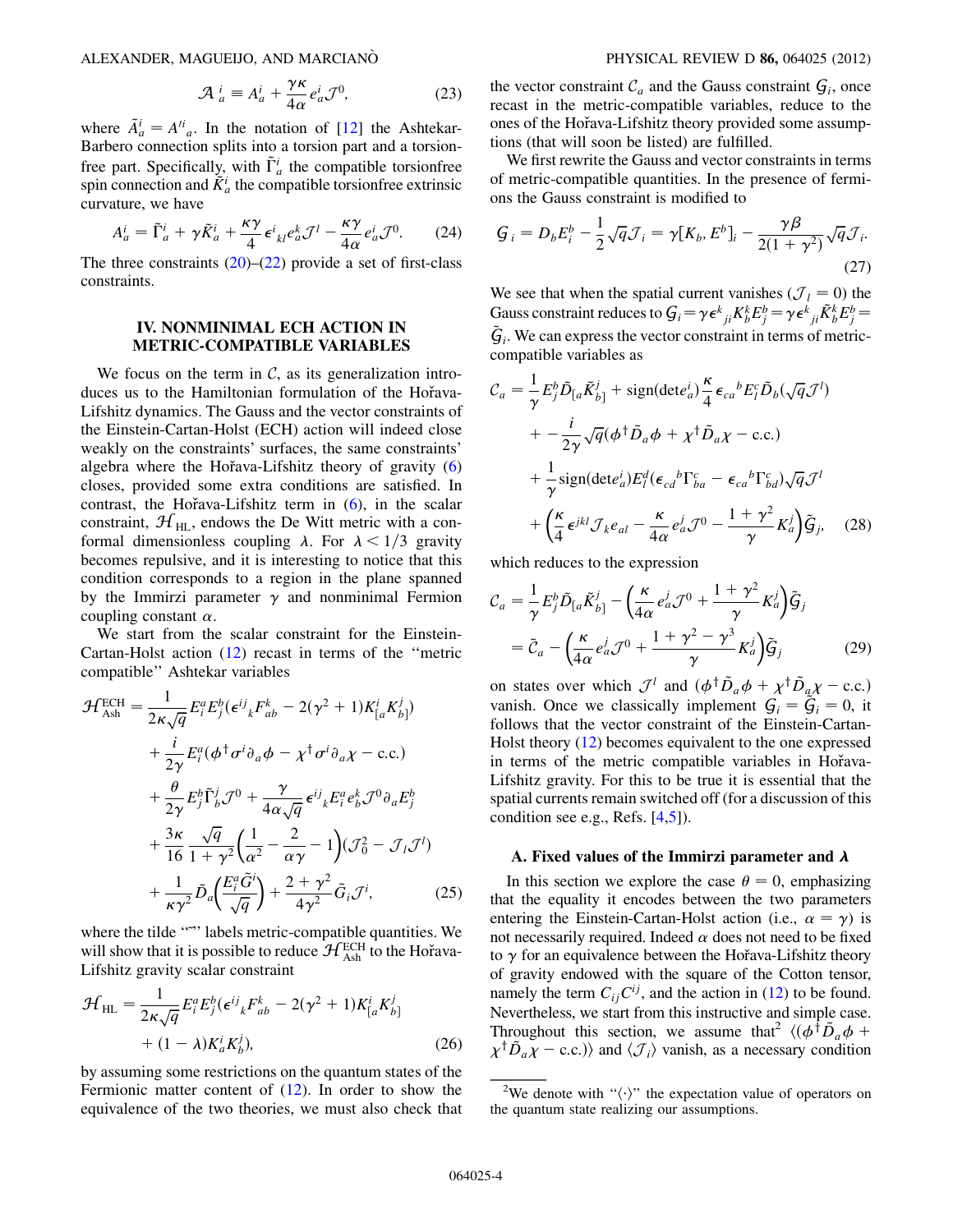$$\mathcal{A}\,^i_a \equiv A^i_a + \frac{\gamma\kappa}{4\alpha} e^i_a \mathcal{J}^0, \tag{23}$$

where $\tilde{A}^i_a = A'^i{}_a$. In the notation of [12] the Ashtekar-Barbero connection splits into a torsion part and a torsion-free part. Specifically, with $\tilde{\Gamma}^i_a$ the compatible torsionfree spin connection and $\tilde{K}^i_a$ the compatible torsionfree extrinsic curvature, we have

$$A^i_a = \tilde{\Gamma}^i_a + \gamma \tilde{K}^i_a + \frac{\kappa\gamma}{4} \epsilon^i{}_{kl} e^k_a \mathcal{J}^l - \frac{\kappa\gamma}{4\alpha} e^i_a \mathcal{J}^0. \tag{24}$$

The three constraints (20)–(22) provide a set of first-class constraints.

## IV. NONMINIMAL ECH ACTION IN METRIC-COMPATIBLE VARIABLES

We focus on the term in $\mathcal{C}$, as its generalization introduces us to the Hamiltonian formulation of the Hořava-Lifshitz dynamics. The Gauss and the vector constraints of the Einstein-Cartan-Holst (ECH) action will indeed close weakly on the constraints' surfaces, the same constraints' algebra where the Hořava-Lifshitz theory of gravity (6) closes, provided some extra conditions are satisfied. In contrast, the Hořava-Lifshitz term in (6), in the scalar constraint, $\mathcal{H}_{\rm HL}$, endows the De Witt metric with a conformal dimensionless coupling $\lambda$. For $\lambda < 1/3$ gravity becomes repulsive, and it is interesting to notice that this condition corresponds to a region in the plane spanned by the Immirzi parameter $\gamma$ and nonminimal Fermion coupling constant $\alpha$.

We start from the scalar constraint for the Einstein-Cartan-Holst action (12) recast in terms of the "metric compatible" Ashtekar variables

$$\begin{aligned}
\mathcal{H}^{\rm ECH}_{\rm Ash} &= \frac{1}{2\kappa\sqrt{q}} E^a_i E^b_j (\epsilon^{ij}{}_k F^k_{ab} - 2(\gamma^2+1) K^i_{[a} K^j_{b]}) \\
&\quad + \frac{i}{2\gamma} E^a_i (\phi^\dagger \sigma^i \partial_a \phi - \chi^\dagger \sigma^i \partial_a \chi - \text{c.c.}) \\
&\quad + \frac{\theta}{2\gamma} E^b_j \tilde{\Gamma}^j_b \mathcal{J}^0 + \frac{\gamma}{4\alpha\sqrt{q}} \epsilon^{ij}{}_k E^a_i e^k_b \mathcal{J}^0 \partial_a E^b_j \\
&\quad + \frac{3\kappa}{16} \frac{\sqrt{q}}{1+\gamma^2} \left( \frac{1}{\alpha^2} - \frac{2}{\alpha\gamma} - 1 \right) (\mathcal{J}^2_0 - \mathcal{J}_l \mathcal{J}^l) \\
&\quad + \frac{1}{\kappa\gamma^2} \tilde{D}_a \left( \frac{E^a_i \tilde{G}^i}{\sqrt{q}} \right) + \frac{2+\gamma^2}{4\gamma^2} \tilde{G}_i \mathcal{J}^i,
\end{aligned} \tag{25}$$

where the tilde "$\sim$" labels metric-compatible quantities. We will show that it is possible to reduce $\mathcal{H}^{\rm ECH}_{\rm Ash}$ to the Hořava-Lifshitz gravity scalar constraint

$$\begin{aligned}
\mathcal{H}_{\rm HL} &= \frac{1}{2\kappa\sqrt{q}} E^a_i E^b_j (\epsilon^{ij}{}_k F^k_{ab} - 2(\gamma^2+1) K^i_{[a} K^j_{b]} \\
&\quad + (1-\lambda) K^i_a K^j_b),
\end{aligned} \tag{26}$$

by assuming some restrictions on the quantum states of the Fermionic matter content of (12). In order to show the equivalence of the two theories, we must also check that the vector constraint $\mathcal{C}_a$ and the Gauss constraint $\mathcal{G}_i$, once recast in the metric-compatible variables, reduce to the ones of the Hořava-Lifshitz theory provided some assumptions (that will soon be listed) are fulfilled.

We first rewrite the Gauss and vector constraints in terms of metric-compatible quantities. In the presence of fermions the Gauss constraint is modified to

$$\mathcal{G}_i = D_b E^b_i - \frac{1}{2}\sqrt{q}\mathcal{J}_i = \gamma [K_b, E^b]_i - \frac{\gamma\beta}{2(1+\gamma^2)} \sqrt{q} \mathcal{J}_i. \tag{27}$$

We see that when the spatial current vanishes ($\mathcal{J}_l = 0$) the Gauss constraint reduces to $\mathcal{G}_i = \gamma \epsilon^k{}_{ji} K^k_b E^b_j = \gamma \epsilon^k{}_{ji} \tilde{K}^k_b E^b_j = \tilde{\mathcal{G}}_i$. We can express the vector constraint in terms of metric-compatible variables as

$$\begin{aligned}
\mathcal{C}_a &= \frac{1}{\gamma} E^b_j \tilde{D}_{[a} \tilde{K}^j_{b]} + \text{sign}(\det e^i_a) \frac{\kappa}{4} \epsilon_{ca}{}^b E^c_l \tilde{D}_b (\sqrt{q}\mathcal{J}^l) \\
&\quad + -\frac{i}{2\gamma} \sqrt{q} (\phi^\dagger \tilde{D}_a \phi + \chi^\dagger \tilde{D}_a \chi - \text{c.c.}) \\
&\quad + \frac{1}{\gamma} \text{sign}(\det e^i_a) E^d_l (\epsilon_{cd}{}^b \Gamma^c_{ba} - \epsilon_{ca}{}^b \Gamma^c_{bd}) \sqrt{q} \mathcal{J}^l \\
&\quad + \left( \frac{\kappa}{4} \epsilon^{jkl} \mathcal{J}_k e_{al} - \frac{\kappa}{4\alpha} e^j_a \mathcal{J}^0 - \frac{1+\gamma^2}{\gamma} K^j_a \right) \tilde{\mathcal{G}}_j,
\end{aligned} \tag{28}$$

which reduces to the expression

$$\begin{aligned}
\mathcal{C}_a &= \frac{1}{\gamma} E^b_j \tilde{D}_{[a} \tilde{K}^j_{b]} - \left( \frac{\kappa}{4\alpha} e^j_a \mathcal{J}^0 + \frac{1+\gamma^2}{\gamma} K^j_a \right) \tilde{\mathcal{G}}_j \\
&= \tilde{\mathcal{C}}_a - \left( \frac{\kappa}{4\alpha} e^j_a \mathcal{J}^0 + \frac{1+\gamma^2-\gamma^3}{\gamma} K^j_a \right) \tilde{\mathcal{G}}_j
\end{aligned} \tag{29}$$

on states over which $\mathcal{J}^l$ and $(\phi^\dagger \tilde{D}_a \phi + \chi^\dagger \tilde{D}_a \chi - \text{c.c.})$ vanish. Once we classically implement $\mathcal{G}_i = \tilde{\mathcal{G}}_i = 0$, it follows that the vector constraint of the Einstein-Cartan-Holst theory (12) becomes equivalent to the one expressed in terms of the metric compatible variables in Hořava-Lifshitz gravity. For this to be true it is essential that the spatial currents remain switched off (for a discussion of this condition see e.g., Refs. [4,5]).

### A. Fixed values of the Immirzi parameter and $\lambda$

In this section we explore the case $\theta = 0$, emphasizing that the equality it encodes between the two parameters entering the Einstein-Cartan-Holst action (i.e., $\alpha = \gamma$) is not necessarily required. Indeed $\alpha$ does not need to be fixed to $\gamma$ for an equivalence between the Hořava-Lifshitz theory of gravity endowed with the square of the Cotton tensor, namely the term $C_{ij}C^{ij}$, and the action in (12) to be found. Nevertheless, we start from this instructive and simple case. Throughout this section, we assume that[2] $\langle(\phi^\dagger \tilde{D}_a \phi + \chi^\dagger \tilde{D}_a \chi - \text{c.c.})\rangle$ and $\langle \mathcal{J}_i \rangle$ vanish, as a necessary condition

---

[2] We denote with "$\langle\cdot\rangle$" the expectation value of operators on the quantum state realizing our assumptions.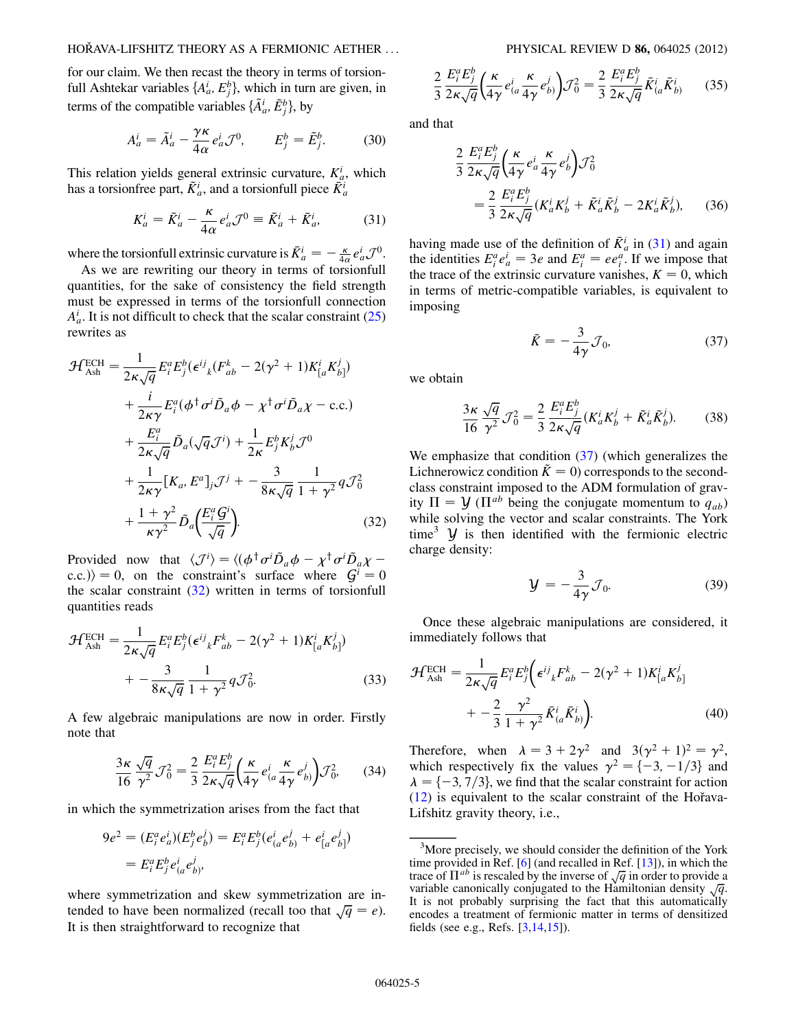for our claim. We then recast the theory in terms of torsionfull Ashtekar variables $\{A^i_a, E^b_j\}$, which in turn are given, in terms of the compatible variables $\{\tilde{A}^i_a, \tilde{E}^b_j\}$, by

$$A^i_a = \tilde{A}^i_a - \frac{\gamma\kappa}{4\alpha} e^i_a \mathcal{J}^0, \qquad E^b_j = \tilde{E}^b_j. \tag{30}$$

This relation yields general extrinsic curvature, $K^i_a$, which has a torsionfree part, $\tilde{K}^i_a$, and a torsionfull piece $\bar{K}^i_a$

$$K^i_a = \tilde{K}^i_a - \frac{\kappa}{4\alpha} e^i_a \mathcal{J}^0 \equiv \tilde{K}^i_a + \bar{K}^i_a, \tag{31}$$

where the torsionfull extrinsic curvature is $\bar{K}^i_a = -\frac{\kappa}{4\alpha} e^i_a \mathcal{J}^0$.

As we are rewriting our theory in terms of torsionfull quantities, for the sake of consistency the field strength must be expressed in terms of the torsionfull connection $A^i_a$. It is not difficult to check that the scalar constraint (25) rewrites as

$$\begin{aligned}
\mathcal{H}^{\rm ECH}_{\rm Ash} = {} & \frac{1}{2\kappa\sqrt{q}} E^a_i E^b_j (\epsilon^{ij}{}_k (F^k_{ab} - 2(\gamma^2+1) K^i_{[a} K^j_{b]}) \\
& + \frac{i}{2\kappa\gamma} E^a_i (\phi^\dagger \sigma^i \tilde{D}_a \phi - \chi^\dagger \sigma^i \tilde{D}_a \chi - \text{c.c.}) \\
& + \frac{E^a_i}{2\kappa\sqrt{q}} \tilde{D}_a(\sqrt{q}\mathcal{J}^i) + \frac{1}{2\kappa} E^b_j K^j_b \mathcal{J}^0 \\
& + \frac{1}{2\kappa\gamma} [K_a, E^a]_j \mathcal{J}^j + -\frac{3}{8\kappa\sqrt{q}} \frac{1}{1+\gamma^2} q \mathcal{J}^2_0 \\
& + \frac{1+\gamma^2}{\kappa\gamma^2} \tilde{D}_a\left(\frac{E^a_i \mathcal{G}^i}{\sqrt{q}}\right).
\end{aligned} \tag{32}$$

Provided now that $\langle \mathcal{J}^i \rangle = \langle (\phi^\dagger \sigma^i \tilde{D}_a \phi - \chi^\dagger \sigma^i \tilde{D}_a \chi - \text{c.c.}) \rangle = 0$, on the constraint's surface where $\mathcal{G}^i = 0$ the scalar constraint (32) written in terms of torsionfull quantities reads

$$\begin{aligned}
\mathcal{H}^{\rm ECH}_{\rm Ash} = {} & \frac{1}{2\kappa\sqrt{q}} E^a_i E^b_j (\epsilon^{ij}{}_k F^k_{ab} - 2(\gamma^2+1) K^i_{[a} K^j_{b]}) \\
& + -\frac{3}{8\kappa\sqrt{q}} \frac{1}{1+\gamma^2} q \mathcal{J}^2_0.
\end{aligned} \tag{33}$$

A few algebraic manipulations are now in order. Firstly note that

$$\frac{3\kappa}{16} \frac{\sqrt{q}}{\gamma^2} \mathcal{J}^2_0 = \frac{2}{3} \frac{E^a_i E^b_j}{2\kappa\sqrt{q}} \left(\frac{\kappa}{4\gamma} e^i_{(a} \frac{\kappa}{4\gamma} e^j_{b)}\right) \mathcal{J}^2_0, \tag{34}$$

in which the symmetrization arises from the fact that

$$\begin{aligned}
9e^2 = (E^a_i e^i_a)(E^b_j e^j_b) &= E^a_i E^b_j (e^i_{(a} e^j_{b)} + e^i_{[a} e^j_{b]}) \\
&= E^a_i E^b_j e^i_{(a} e^j_{b)},
\end{aligned}$$

where symmetrization and skew symmetrization are intended to have been normalized (recall too that $\sqrt{q} = e$). It is then straightforward to recognize that

$$\frac{2}{3} \frac{E^a_i E^b_j}{2\kappa\sqrt{q}} \left(\frac{\kappa}{4\gamma} e^i_{(a} \frac{\kappa}{4\gamma} e^j_{b)}\right) \mathcal{J}^2_0 = \frac{2}{3} \frac{E^a_i E^b_j}{2\kappa\sqrt{q}} \bar{K}^i_{(a} \bar{K}^j_{b)} \tag{35}$$

and that

$$\begin{aligned}
& \frac{2}{3} \frac{E^a_i E^b_j}{2\kappa\sqrt{q}} \left(\frac{\kappa}{4\gamma} e^i_a \frac{\kappa}{4\gamma} e^j_b\right) \mathcal{J}^2_0 \\
& \qquad = \frac{2}{3} \frac{E^a_i E^b_j}{2\kappa\sqrt{q}} (K^i_a K^j_b + \tilde{K}^i_a \tilde{K}^j_b - 2K^i_a \tilde{K}^j_b),
\end{aligned} \tag{36}$$

having made use of the definition of $\bar{K}^i_a$ in (31) and again the identities $E^a_i e^i_a = 3e$ and $E^a_i = e e^a_i$. If we impose that the trace of the extrinsic curvature vanishes, $K = 0$, which in terms of metric-compatible variables, is equivalent to imposing

$$\tilde{K} = -\frac{3}{4\gamma} \mathcal{J}_0, \tag{37}$$

we obtain

$$\frac{3\kappa}{16} \frac{\sqrt{q}}{\gamma^2} \mathcal{J}^2_0 = \frac{2}{3} \frac{E^a_i E^b_j}{2\kappa\sqrt{q}} (K^i_a K^j_b + \tilde{K}^i_a \tilde{K}^j_b). \tag{38}$$

We emphasize that condition (37) (which generalizes the Lichnerowicz condition $\tilde{K} = 0$) corresponds to the second-class constraint imposed to the ADM formulation of gravity $\Pi = \mathcal{Y}$ ($\Pi^{ab}$ being the conjugate momentum to $q_{ab}$) while solving the vector and scalar constraints. The York time[3] $\mathcal{Y}$ is then identified with the fermionic electric charge density:

$$\mathcal{Y} = -\frac{3}{4\gamma} \mathcal{J}_0. \tag{39}$$

Once these algebraic manipulations are considered, it immediately follows that

$$\begin{aligned}
\mathcal{H}^{\rm ECH}_{\rm Ash} = {} & \frac{1}{2\kappa\sqrt{q}} E^a_i E^b_j \Big( \epsilon^{ij}{}_k F^k_{ab} - 2(\gamma^2+1) K^i_{[a} K^j_{b]} \\
& + -\frac{2}{3} \frac{\gamma^2}{1+\gamma^2} \bar{K}^i_{(a} \bar{K}^i_{b)} \Big).
\end{aligned} \tag{40}$$

Therefore, when $\lambda = 3 + 2\gamma^2$ and $3(\gamma^2+1)^2 = \gamma^2$, which respectively fix the values $\gamma^2 = \{-3, -1/3\}$ and $\lambda = \{-3, 7/3\}$, we find that the scalar constraint for action (12) is equivalent to the scalar constraint of the Hořava-Lifshitz gravity theory, i.e.,

[3] More precisely, we should consider the definition of the York time provided in Ref. [6] (and recalled in Ref. [13]), in which the trace of $\Pi^{ab}$ is rescaled by the inverse of $\sqrt{q}$ in order to provide a variable canonically conjugated to the Hamiltonian density $\sqrt{q}$. It is not probably surprising the fact that this automatically encodes a treatment of fermionic matter in terms of densitized fields (see e.g., Refs. [3,14,15]).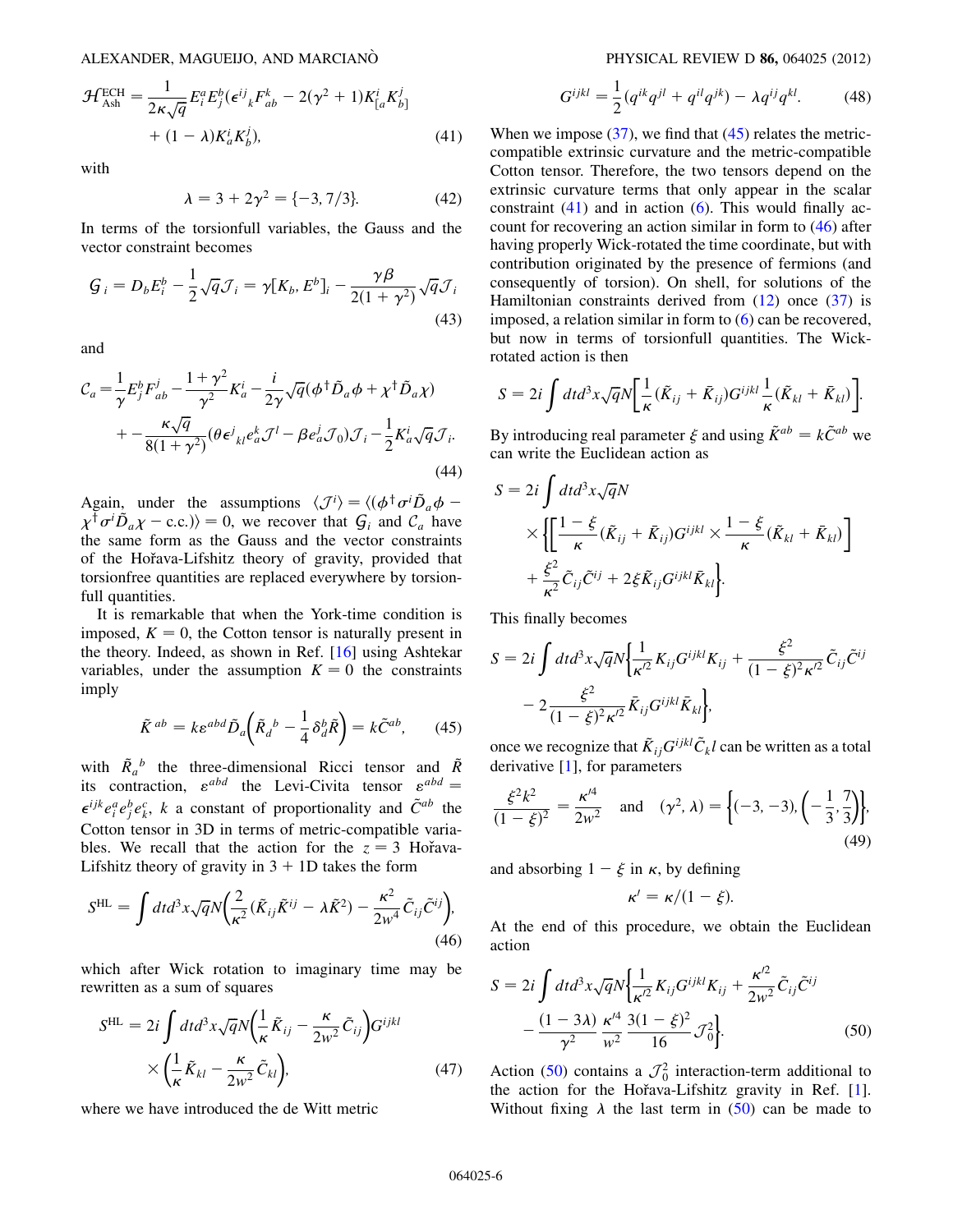$$\mathcal{H}^{\rm ECH}_{\rm Ash} = \frac{1}{2\kappa\sqrt{q}} E^a_i E^b_j (\epsilon^{ij}{}_k F^k_{ab} - 2(\gamma^2+1) K^i_{[a} K^j_{b]} + (1-\lambda) K^i_a K^j_b), \tag{41}$$

with

$$\lambda = 3 + 2\gamma^2 = \{-3, 7/3\}. \tag{42}$$

In terms of the torsionfull variables, the Gauss and the vector constraint becomes

$$\mathcal{G}_i = D_b E^b_i - \frac{1}{2}\sqrt{q}\mathcal{J}_i = \gamma[K_b, E^b]_i - \frac{\gamma\beta}{2(1+\gamma^2)}\sqrt{q}\mathcal{J}_i \tag{43}$$

and

$$\mathcal{C}_a = \frac{1}{\gamma} E^b_j F^j_{ab} - \frac{1+\gamma^2}{\gamma^2} K^i_a - \frac{i}{2\gamma}\sqrt{q}(\phi^\dagger \tilde{D}_a \phi + \chi^\dagger \tilde{D}_a \chi) + - \frac{\kappa\sqrt{q}}{8(1+\gamma^2)}(\theta\epsilon^j{}_{kl} e^k_a \mathcal{J}^l - \beta e^j_a \mathcal{J}_0)\mathcal{J}_i - \frac{1}{2} K^i_a \sqrt{q}\mathcal{J}_i. \tag{44}$$

Again, under the assumptions $\langle \mathcal{J}^i \rangle = \langle (\phi^\dagger \sigma^i \tilde{D}_a \phi - \chi^\dagger \sigma^i \tilde{D}_a \chi - \text{c.c.}) \rangle = 0$, we recover that $\mathcal{G}_i$ and $\mathcal{C}_a$ have the same form as the Gauss and the vector constraints of the Hořava-Lifshitz theory of gravity, provided that torsionfree quantities are replaced everywhere by torsionfull quantities.

It is remarkable that when the York-time condition is imposed, $K = 0$, the Cotton tensor is naturally present in the theory. Indeed, as shown in Ref. [16] using Ashtekar variables, under the assumption $K = 0$ the constraints imply

$$\tilde{K}^{ab} = k\varepsilon^{abd}\tilde{D}_a\left(\tilde{R}_d{}^b - \frac{1}{4}\delta^b_d \tilde{R}\right) = k\tilde{C}^{ab}, \tag{45}$$

with $\tilde{R}_a{}^b$ the three-dimensional Ricci tensor and $\tilde{R}$ its contraction, $\varepsilon^{abd}$ the Levi-Civita tensor $\varepsilon^{abd} = \epsilon^{ijk} e^a_i e^b_j e^c_k$, $k$ a constant of proportionality and $\tilde{C}^{ab}$ the Cotton tensor in 3D in terms of metric-compatible variables. We recall that the action for the $z = 3$ Hořava-Lifshitz theory of gravity in 3 + 1D takes the form

$$S^{\rm HL} = \int dt d^3x \sqrt{q} N \left(\frac{2}{\kappa^2}(\tilde{K}_{ij}\tilde{K}^{ij} - \lambda\tilde{K}^2) - \frac{\kappa^2}{2w^4}\tilde{C}_{ij}\tilde{C}^{ij}\right), \tag{46}$$

which after Wick rotation to imaginary time may be rewritten as a sum of squares

$$S^{\rm HL} = 2i \int dt d^3x \sqrt{q} N \left(\frac{1}{\kappa}\tilde{K}_{ij} - \frac{\kappa}{2w^2}\tilde{C}_{ij}\right) G^{ijkl} \times \left(\frac{1}{\kappa}\tilde{K}_{kl} - \frac{\kappa}{2w^2}\tilde{C}_{kl}\right), \tag{47}$$

where we have introduced the de Witt metric

$$G^{ijkl} = \frac{1}{2}(q^{ik}q^{jl} + q^{il}q^{jk}) - \lambda q^{ij}q^{kl}. \tag{48}$$

When we impose (37), we find that (45) relates the metric-compatible extrinsic curvature and the metric-compatible Cotton tensor. Therefore, the two tensors depend on the extrinsic curvature terms that only appear in the scalar constraint (41) and in action (6). This would finally account for recovering an action similar in form to (46) after having properly Wick-rotated the time coordinate, but with contribution originated by the presence of fermions (and consequently of torsion). On shell, for solutions of the Hamiltonian constraints derived from (12) once (37) is imposed, a relation similar in form to (6) can be recovered, but now in terms of torsionfull quantities. The Wick-rotated action is then

$$S = 2i \int dt d^3x \sqrt{q} N \left[\frac{1}{\kappa}(\tilde{K}_{ij} + \bar{K}_{ij}) G^{ijkl} \frac{1}{\kappa}(\tilde{K}_{kl} + \bar{K}_{kl})\right].$$

By introducing real parameter $\xi$ and using $\tilde{K}^{ab} = k\tilde{C}^{ab}$ we can write the Euclidean action as

$$S = 2i \int dt d^3x \sqrt{q} N \times \left\{\left[\frac{1-\xi}{\kappa}(\tilde{K}_{ij} + \bar{K}_{ij}) G^{ijkl} \times \frac{1-\xi}{\kappa}(\tilde{K}_{kl} + \bar{K}_{kl})\right] + \frac{\xi^2}{\kappa^2}\tilde{C}_{ij}\tilde{C}^{ij} + 2\xi\tilde{K}_{ij}G^{ijkl}\bar{K}_{kl}\right\}.$$

This finally becomes

$$S = 2i \int dt d^3x \sqrt{q} N \left\{\frac{1}{\kappa'^2} K_{ij} G^{ijkl} K_{ij} + \frac{\xi^2}{(1-\xi)^2\kappa'^2}\tilde{C}_{ij}\tilde{C}^{ij} - 2\frac{\xi^2}{(1-\xi)^2\kappa'^2}\bar{K}_{ij}G^{ijkl}\bar{K}_{kl}\right\},$$

once we recognize that $\tilde{K}_{ij}G^{ijkl}\tilde{C}_k l$ can be written as a total derivative [1], for parameters

$$\frac{\xi^2 k^2}{(1-\xi)^2} = \frac{\kappa'^4}{2w^2} \quad \text{and} \quad (\gamma^2, \lambda) = \left\{(-3, -3), \left(-\frac{1}{3}, \frac{7}{3}\right)\right\}, \tag{49}$$

and absorbing $1 - \xi$ in $\kappa$, by defining

$$\kappa' = \kappa/(1-\xi).$$

At the end of this procedure, we obtain the Euclidean action

$$S = 2i \int dt d^3x \sqrt{q} N \left\{\frac{1}{\kappa'^2} K_{ij} G^{ijkl} K_{ij} + \frac{\kappa'^2}{2w^2}\tilde{C}_{ij}\tilde{C}^{ij} - \frac{(1-3\lambda)}{\gamma^2}\frac{\kappa'^4}{w^2}\frac{3(1-\xi)^2}{16}\mathcal{J}_0^2\right\}. \tag{50}$$

Action (50) contains a $\mathcal{J}_0^2$ interaction-term additional to the action for the Hořava-Lifshitz gravity in Ref. [1]. Without fixing $\lambda$ the last term in (50) can be made to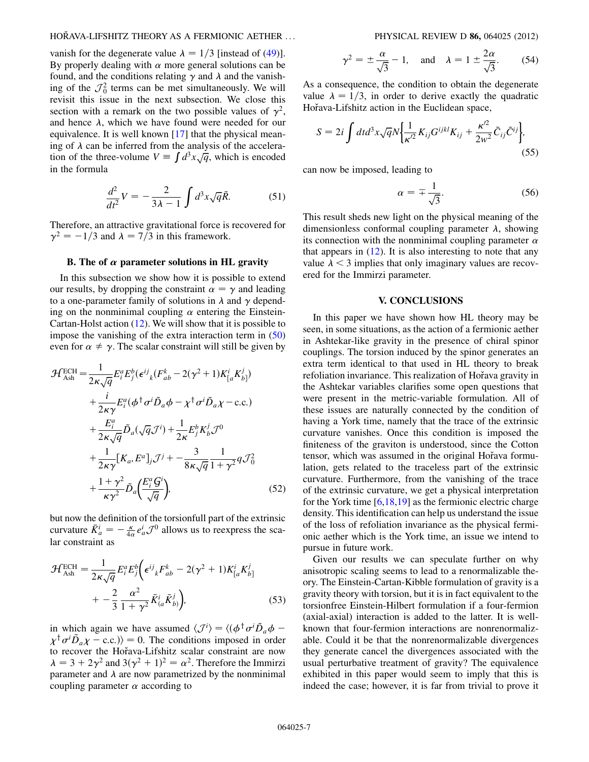vanish for the degenerate value $\lambda = 1/3$ [instead of (49)]. By properly dealing with $\alpha$ more general solutions can be found, and the conditions relating $\gamma$ and $\lambda$ and the vanishing of the $\mathcal{J}_0^2$ terms can be met simultaneously. We will revisit this issue in the next subsection. We close this section with a remark on the two possible values of $\gamma^2$, and hence $\lambda$, which we have found were needed for our equivalence. It is well known [17] that the physical meaning of $\lambda$ can be inferred from the analysis of the acceleration of the three-volume $V \equiv \int d^3x\sqrt{q}$, which is encoded in the formula

$$\frac{d^2}{dt^2}V = -\frac{2}{3\lambda - 1}\int d^3x\sqrt{q}\tilde{R}. \tag{51}$$

Therefore, an attractive gravitational force is recovered for $\gamma^2 = -1/3$ and $\lambda = 7/3$ in this framework.

### B. The of $\alpha$ parameter solutions in HL gravity

In this subsection we show how it is possible to extend our results, by dropping the constraint $\alpha = \gamma$ and leading to a one-parameter family of solutions in $\lambda$ and $\gamma$ depending on the nonminimal coupling $\alpha$ entering the Einstein-Cartan-Holst action (12). We will show that it is possible to impose the vanishing of the extra interaction term in (50) even for $\alpha \neq \gamma$. The scalar constraint will still be given by

$$\begin{aligned}\mathcal{H}^{\text{ECH}}_{\text{Ash}} =& \frac{1}{2\kappa\sqrt{q}}E^a_iE^b_j(\epsilon^{ij}{}_k(F^k_{ab} - 2(\gamma^2+1)K^i_{[a}K^j_{b]}) \\ &+ \frac{i}{2\kappa\gamma}E^a_i(\phi^\dagger\sigma^i\tilde{D}_a\phi - \chi^\dagger\sigma^i\tilde{D}_a\chi - \text{c.c.}) \\ &+ \frac{E^a_i}{2\kappa\sqrt{q}}\tilde{D}_a(\sqrt{q}\mathcal{J}^i) + \frac{1}{2\kappa}E^b_jK^j_b\mathcal{J}^0 \\ &+ \frac{1}{2\kappa\gamma}[K_a, E^a]_j\mathcal{J}^j + -\frac{3}{8\kappa\sqrt{q}}\frac{1}{1+\gamma^2}q\mathcal{J}^2_0 \\ &+ \frac{1+\gamma^2}{\kappa\gamma^2}\tilde{D}_a\left(\frac{E^a_i\mathcal{G}^i}{\sqrt{q}}\right),\end{aligned} \tag{52}$$

but now the definition of the torsionfull part of the extrinsic curvature $\bar{K}^i_a = -\frac{\kappa}{4\alpha}e^i_a\mathcal{J}^0$ allows us to reexpress the scalar constraint as

$$\begin{aligned}\mathcal{H}^{\text{ECH}}_{\text{Ash}} =& \frac{1}{2\kappa\sqrt{q}}E^a_iE^b_j\bigg(\epsilon^{ij}{}_kF^k_{ab} - 2(\gamma^2+1)K^i_{[a}K^j_{b]} \\ &+ -\frac{2}{3}\frac{\alpha^2}{1+\gamma^2}\bar{K}^i_{(a}\bar{K}^j_{b)}\bigg),\end{aligned} \tag{53}$$

in which again we have assumed $\langle\mathcal{J}^i\rangle = \langle(\phi^\dagger\sigma^i\tilde{D}_a\phi - \chi^\dagger\sigma^i\tilde{D}_a\chi - \text{c.c.})\rangle = 0$. The conditions imposed in order to recover the Hořava-Lifshitz scalar constraint are now $\lambda = 3 + 2\gamma^2$ and $3(\gamma^2+1)^2 = \alpha^2$. Therefore the Immirzi parameter and $\lambda$ are now parametrized by the nonminimal coupling parameter $\alpha$ according to

$$\gamma^2 = \pm\frac{\alpha}{\sqrt{3}} - 1, \quad \text{and} \quad \lambda = 1 \pm \frac{2\alpha}{\sqrt{3}}. \tag{54}$$

As a consequence, the condition to obtain the degenerate value $\lambda = 1/3$, in order to derive exactly the quadratic Hořava-Lifshitz action in the Euclidean space,

$$S = 2i\int dtd^3x\sqrt{q}N\bigg\{\frac{1}{\kappa'^2}K_{ij}G^{ijkl}K_{ij} + \frac{\kappa'^2}{2w^2}\tilde{C}_{ij}\tilde{C}^{ij}\bigg\}, \tag{55}$$

can now be imposed, leading to

$$\alpha = \mp\frac{1}{\sqrt{3}}. \tag{56}$$

This result sheds new light on the physical meaning of the dimensionless conformal coupling parameter $\lambda$, showing its connection with the nonminimal coupling parameter $\alpha$ that appears in (12). It is also interesting to note that any value $\lambda < 3$ implies that only imaginary values are recovered for the Immirzi parameter.

## V. CONCLUSIONS

In this paper we have shown how HL theory may be seen, in some situations, as the action of a fermionic aether in Ashtekar-like gravity in the presence of chiral spinor couplings. The torsion induced by the spinor generates an extra term identical to that used in HL theory to break refoliation invariance. This realization of Hořava gravity in the Ashtekar variables clarifies some open questions that were present in the metric-variable formulation. All of these issues are naturally connected by the condition of having a York time, namely that the trace of the extrinsic curvature vanishes. Once this condition is imposed the finiteness of the graviton is understood, since the Cotton tensor, which was assumed in the original Hořava formulation, gets related to the traceless part of the extrinsic curvature. Furthermore, from the vanishing of the trace of the extrinsic curvature, we get a physical interpretation for the York time [6,18,19] as the fermionic electric charge density. This identification can help us understand the issue of the loss of refoliation invariance as the physical fermionic aether which is the York time, an issue we intend to pursue in future work.

Given our results we can speculate further on why anisotropic scaling seems to lead to a renormalizable theory. The Einstein-Cartan-Kibble formulation of gravity is a gravity theory with torsion, but it is in fact equivalent to the torsionfree Einstein-Hilbert formulation if a four-fermion (axial-axial) interaction is added to the latter. It is well-known that four-fermion interactions are nonrenormalizable. Could it be that the nonrenormalizable divergences they generate cancel the divergences associated with the usual perturbative treatment of gravity? The equivalence exhibited in this paper would seem to imply that this is indeed the case; however, it is far from trivial to prove it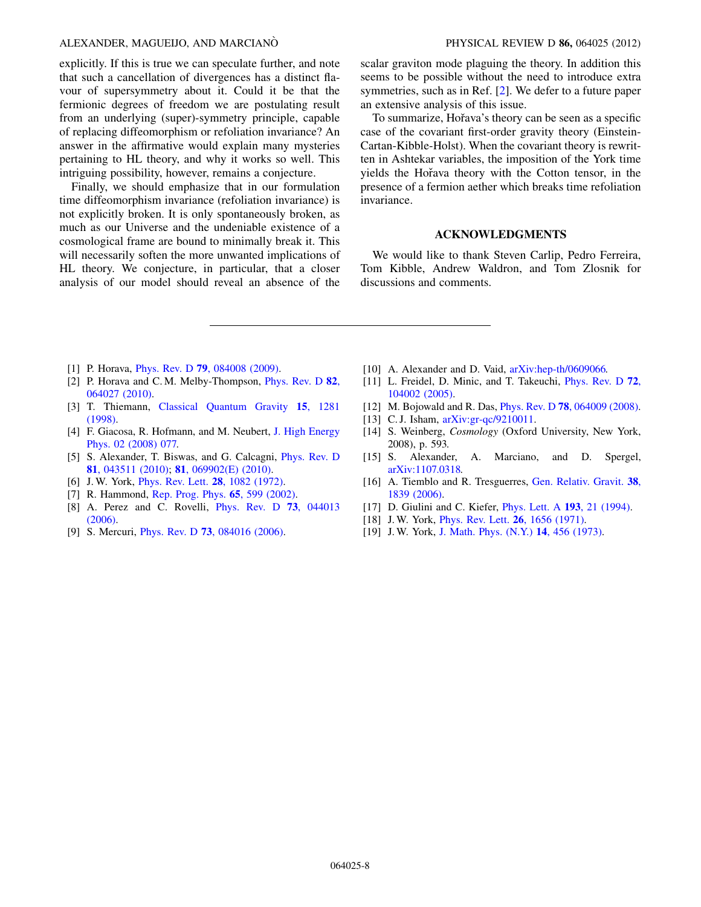explicitly. If this is true we can speculate further, and note that such a cancellation of divergences has a distinct flavour of supersymmetry about it. Could it be that the fermionic degrees of freedom we are postulating result from an underlying (super)-symmetry principle, capable of replacing diffeomorphism or refoliation invariance? An answer in the affirmative would explain many mysteries pertaining to HL theory, and why it works so well. This intriguing possibility, however, remains a conjecture.

Finally, we should emphasize that in our formulation time diffeomorphism invariance (refoliation invariance) is not explicitly broken. It is only spontaneously broken, as much as our Universe and the undeniable existence of a cosmological frame are bound to minimally break it. This will necessarily soften the more unwanted implications of HL theory. We conjecture, in particular, that a closer analysis of our model should reveal an absence of the scalar graviton mode plaguing the theory. In addition this seems to be possible without the need to introduce extra symmetries, such as in Ref. [2]. We defer to a future paper an extensive analysis of this issue.

To summarize, Hořava's theory can be seen as a specific case of the covariant first-order gravity theory (Einstein-Cartan-Kibble-Holst). When the covariant theory is rewritten in Ashtekar variables, the imposition of the York time yields the Hořava theory with the Cotton tensor, in the presence of a fermion aether which breaks time refoliation invariance.

## ACKNOWLEDGMENTS

We would like to thank Steven Carlip, Pedro Ferreira, Tom Kibble, Andrew Waldron, and Tom Zlosnik for discussions and comments.

---

[1] P. Horava, Phys. Rev. D **79**, 084008 (2009).

[2] P. Horava and C. M. Melby-Thompson, Phys. Rev. D **82**, 064027 (2010).

[3] T. Thiemann, Classical Quantum Gravity **15**, 1281 (1998).

[4] F. Giacosa, R. Hofmann, and M. Neubert, J. High Energy Phys. 02 (2008) 077.

[5] S. Alexander, T. Biswas, and G. Calcagni, Phys. Rev. D **81**, 043511 (2010); **81**, 069902(E) (2010).

[6] J. W. York, Phys. Rev. Lett. **28**, 1082 (1972).

[7] R. Hammond, Rep. Prog. Phys. **65**, 599 (2002).

[8] A. Perez and C. Rovelli, Phys. Rev. D **73**, 044013 (2006).

[9] S. Mercuri, Phys. Rev. D **73**, 084016 (2006).

[10] A. Alexander and D. Vaid, arXiv:hep-th/0609066.

[11] L. Freidel, D. Minic, and T. Takeuchi, Phys. Rev. D **72**, 104002 (2005).

[12] M. Bojowald and R. Das, Phys. Rev. D **78**, 064009 (2008).

[13] C. J. Isham, arXiv:gr-qc/9210011.

[14] S. Weinberg, *Cosmology* (Oxford University, New York, 2008), p. 593.

[15] S. Alexander, A. Marciano, and D. Spergel, arXiv:1107.0318.

[16] A. Tiemblo and R. Tresguerres, Gen. Relativ. Gravit. **38**, 1839 (2006).

[17] D. Giulini and C. Kiefer, Phys. Lett. A **193**, 21 (1994).

[18] J. W. York, Phys. Rev. Lett. **26**, 1656 (1971).

[19] J. W. York, J. Math. Phys. (N.Y.) **14**, 456 (1973).